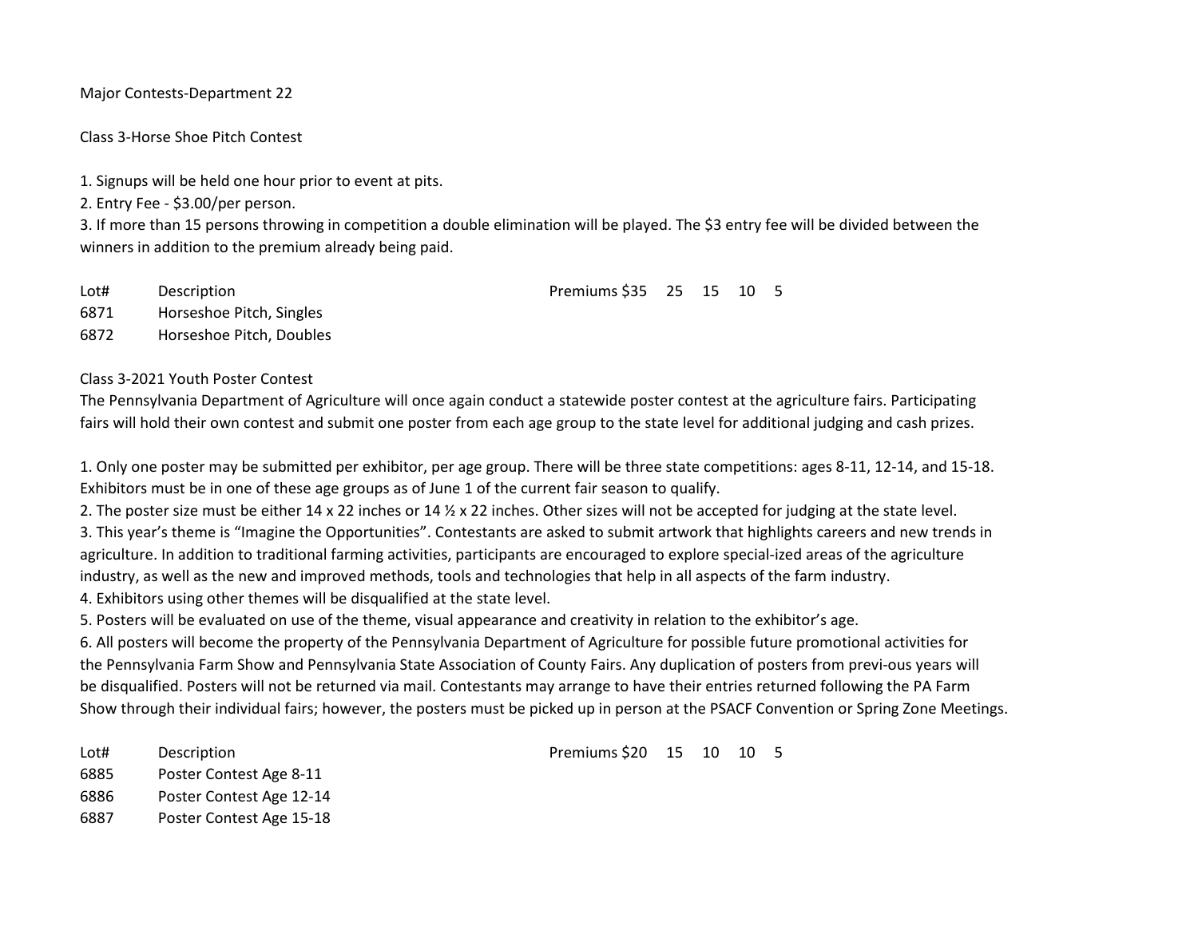# Major Contests-Department 22

## Class 3-Horse Shoe Pitch Contest

1. Signups will be held one hour prior to event at pits.
2. Entry Fee - $3.00/per person.
3. If more than 15 persons throwing in competition a double elimination will be played. The $3 entry fee will be divided between the winners in addition to the premium already being paid.

| Lot# | Description | Premiums $35 25 15 10 5 |
| --- | --- | --- |
| 6871 | Horseshoe Pitch, Singles | |
| 6872 | Horseshoe Pitch, Doubles | |

## Class 3-2021 Youth Poster Contest

The Pennsylvania Department of Agriculture will once again conduct a statewide poster contest at the agriculture fairs. Participating fairs will hold their own contest and submit one poster from each age group to the state level for additional judging and cash prizes.

1. Only one poster may be submitted per exhibitor, per age group. There will be three state competitions: ages 8-11, 12-14, and 15-18. Exhibitors must be in one of these age groups as of June 1 of the current fair season to qualify.
2. The poster size must be either 14 x 22 inches or 14 ½ x 22 inches. Other sizes will not be accepted for judging at the state level.
3. This year's theme is "Imagine the Opportunities". Contestants are asked to submit artwork that highlights careers and new trends in agriculture. In addition to traditional farming activities, participants are encouraged to explore special-ized areas of the agriculture industry, as well as the new and improved methods, tools and technologies that help in all aspects of the farm industry.
4. Exhibitors using other themes will be disqualified at the state level.
5. Posters will be evaluated on use of the theme, visual appearance and creativity in relation to the exhibitor's age.
6. All posters will become the property of the Pennsylvania Department of Agriculture for possible future promotional activities for the Pennsylvania Farm Show and Pennsylvania State Association of County Fairs. Any duplication of posters from previ-ous years will be disqualified. Posters will not be returned via mail. Contestants may arrange to have their entries returned following the PA Farm Show through their individual fairs; however, the posters must be picked up in person at the PSACF Convention or Spring Zone Meetings.

| Lot# | Description | Premiums $20 15 10 10 5 |
| --- | --- | --- |
| 6885 | Poster Contest Age 8-11 | |
| 6886 | Poster Contest Age 12-14 | |
| 6887 | Poster Contest Age 15-18 | |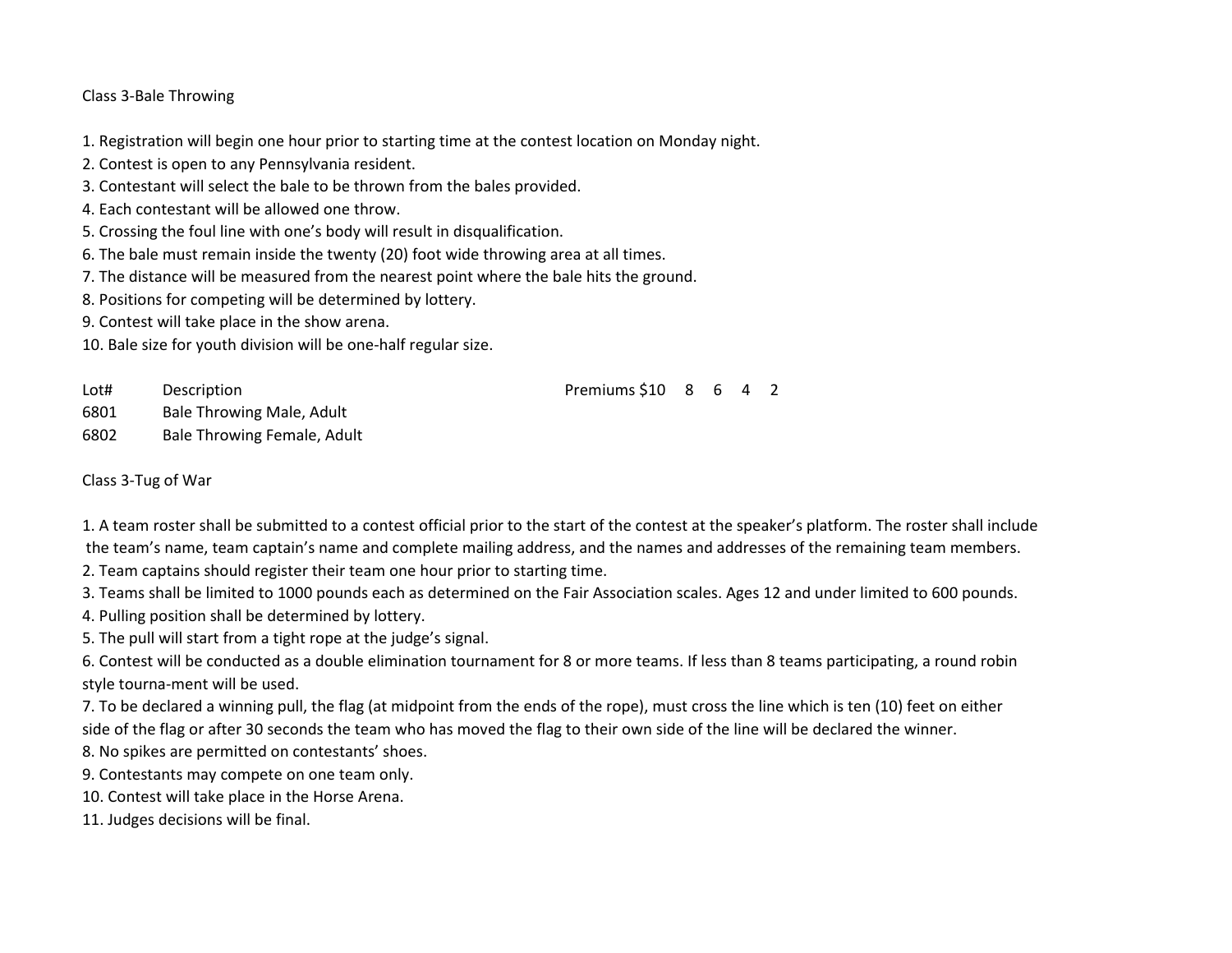Class 3-Bale Throwing

1. Registration will begin one hour prior to starting time at the contest location on Monday night.
2. Contest is open to any Pennsylvania resident.
3. Contestant will select the bale to be thrown from the bales provided.
4. Each contestant will be allowed one throw.
5. Crossing the foul line with one's body will result in disqualification.
6. The bale must remain inside the twenty (20) foot wide throwing area at all times.
7. The distance will be measured from the nearest point where the bale hits the ground.
8. Positions for competing will be determined by lottery.
9. Contest will take place in the show arena.
10. Bale size for youth division will be one-half regular size.

| Lot# | Description | Premiums $10 | 8 | 6 | 4 | 2 |
|---|---|---|---|---|---|---|
| 6801 | Bale Throwing Male, Adult | | | | | |
| 6802 | Bale Throwing Female, Adult | | | | | |

Class 3-Tug of War

1. A team roster shall be submitted to a contest official prior to the start of the contest at the speaker's platform. The roster shall include the team's name, team captain's name and complete mailing address, and the names and addresses of the remaining team members.
2. Team captains should register their team one hour prior to starting time.
3. Teams shall be limited to 1000 pounds each as determined on the Fair Association scales. Ages 12 and under limited to 600 pounds.
4. Pulling position shall be determined by lottery.
5. The pull will start from a tight rope at the judge's signal.
6. Contest will be conducted as a double elimination tournament for 8 or more teams. If less than 8 teams participating, a round robin style tourna-ment will be used.
7. To be declared a winning pull, the flag (at midpoint from the ends of the rope), must cross the line which is ten (10) feet on either side of the flag or after 30 seconds the team who has moved the flag to their own side of the line will be declared the winner.
8. No spikes are permitted on contestants' shoes.
9. Contestants may compete on one team only.
10. Contest will take place in the Horse Arena.
11. Judges decisions will be final.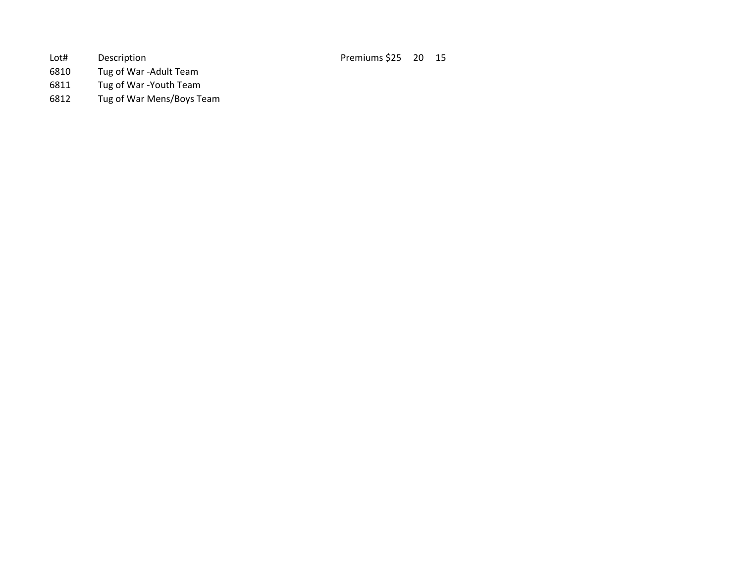| Lot# | Description | Premiums $25 20 15 |
|---|---|---|
| 6810 | Tug of War -Adult Team | |
| 6811 | Tug of War -Youth Team | |
| 6812 | Tug of War Mens/Boys Team | |